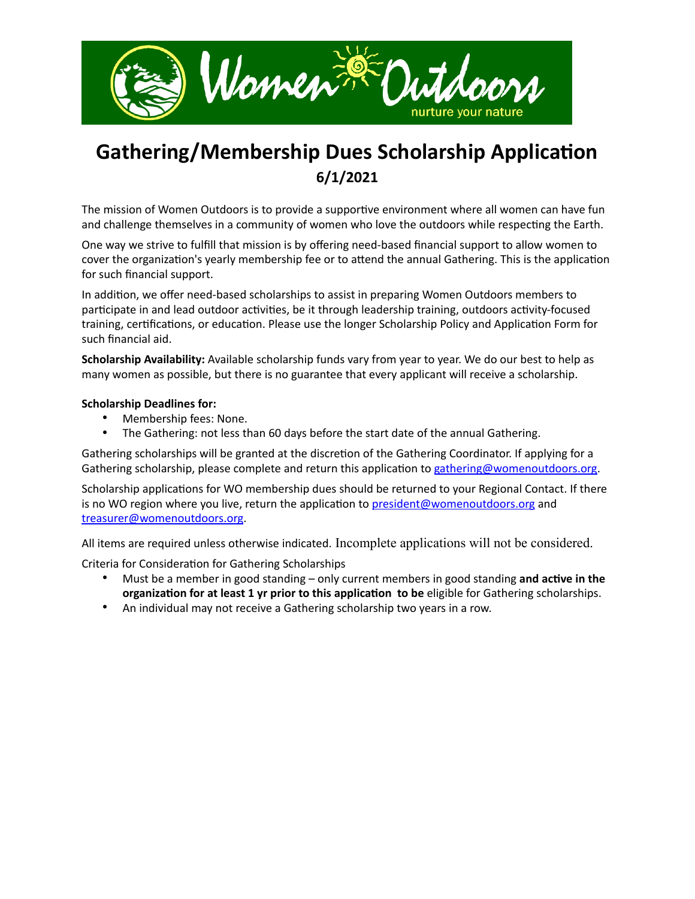Women Outdoors

nurture your nature

# Gathering/Membership Dues Scholarship Application

**6/1/2021**

The mission of Women Outdoors is to provide a supportive environment where all women can have fun and challenge themselves in a community of women who love the outdoors while respecting the Earth.

One way we strive to fulfill that mission is by offering need-based financial support to allow women to cover the organization's yearly membership fee or to attend the annual Gathering. This is the application for such financial support.

In addition, we offer need-based scholarships to assist in preparing Women Outdoors members to participate in and lead outdoor activities, be it through leadership training, outdoors activity-focused training, certifications, or education. Please use the longer Scholarship Policy and Application Form for such financial aid.

**Scholarship Availability:** Available scholarship funds vary from year to year. We do our best to help as many women as possible, but there is no guarantee that every applicant will receive a scholarship.

**Scholarship Deadlines for:**

- Membership fees: None.
- The Gathering: not less than 60 days before the start date of the annual Gathering.

Gathering scholarships will be granted at the discretion of the Gathering Coordinator. If applying for a Gathering scholarship, please complete and return this application to gathering@womenoutdoors.org.

Scholarship applications for WO membership dues should be returned to your Regional Contact. If there is no WO region where you live, return the application to president@womenoutdoors.org and treasurer@womenoutdoors.org.

All items are required unless otherwise indicated. Incomplete applications will not be considered.

Criteria for Consideration for Gathering Scholarships

- Must be a member in good standing – only current members in good standing **and active in the organization for at least 1 yr prior to this application to be** eligible for Gathering scholarships.
- An individual may not receive a Gathering scholarship two years in a row.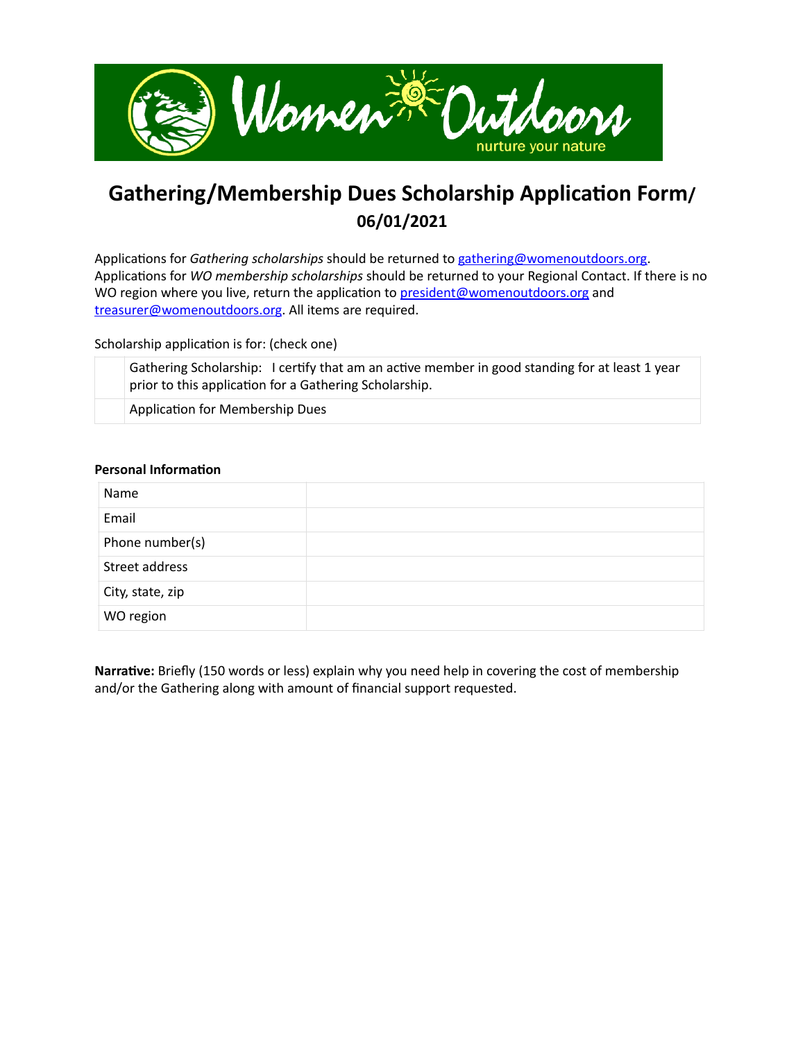# Gathering/Membership Dues Scholarship Application Form/ 06/01/2021

Applications for *Gathering scholarships* should be returned to gathering@womenoutdoors.org. Applications for *WO membership scholarships* should be returned to your Regional Contact. If there is no WO region where you live, return the application to president@womenoutdoors.org and treasurer@womenoutdoors.org. All items are required.

Scholarship application is for: (check one)

| | |
|---|---|
| | Gathering Scholarship: I certify that am an active member in good standing for at least 1 year prior to this application for a Gathering Scholarship. |
| | Application for Membership Dues |

**Personal Information**

| | |
|---|---|
| Name | |
| Email | |
| Phone number(s) | |
| Street address | |
| City, state, zip | |
| WO region | |

**Narrative:** Briefly (150 words or less) explain why you need help in covering the cost of membership and/or the Gathering along with amount of financial support requested.